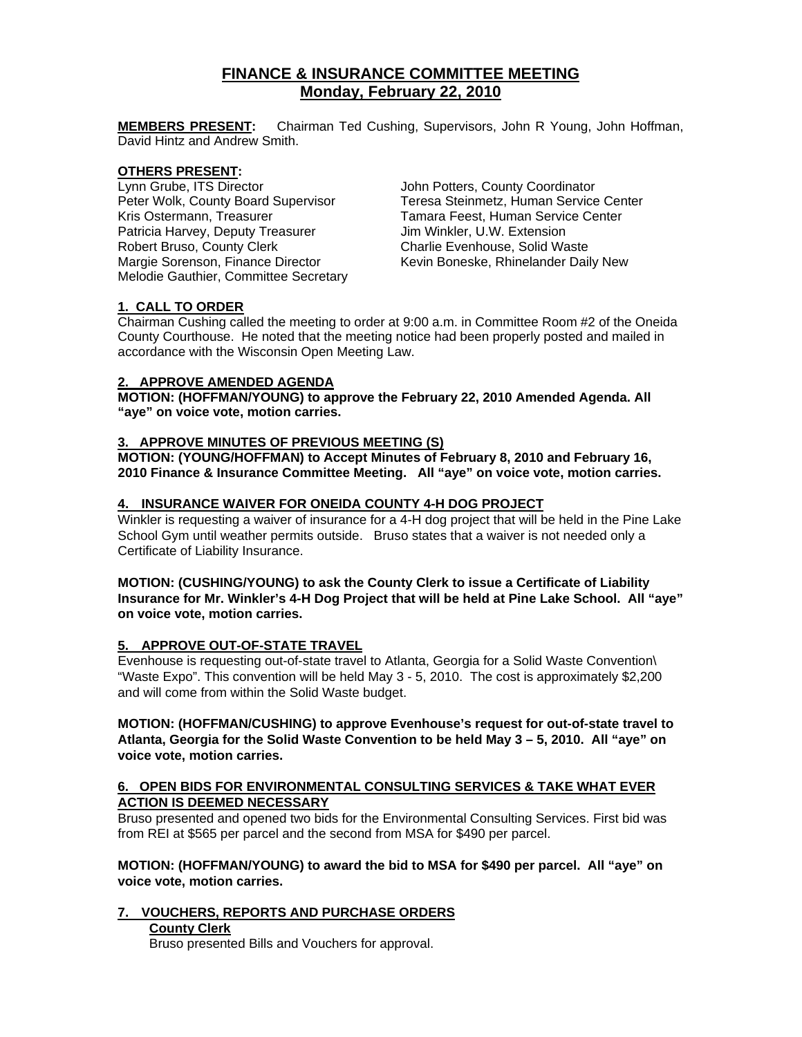# FINANCE & INSURANCE COMMITTEE MEETING
## Monday, February 22, 2010

**MEMBERS PRESENT:** Chairman Ted Cushing, Supervisors, John R Young, John Hoffman, David Hintz and Andrew Smith.

**OTHERS PRESENT:**

Lynn Grube, ITS Director
Peter Wolk, County Board Supervisor
Kris Ostermann, Treasurer
Patricia Harvey, Deputy Treasurer
Robert Bruso, County Clerk
Margie Sorenson, Finance Director
Melodie Gauthier, Committee Secretary
John Potters, County Coordinator
Teresa Steinmetz, Human Service Center
Tamara Feest, Human Service Center
Jim Winkler, U.W. Extension
Charlie Evenhouse, Solid Waste
Kevin Boneske, Rhinelander Daily New

### 1. CALL TO ORDER

Chairman Cushing called the meeting to order at 9:00 a.m. in Committee Room #2 of the Oneida County Courthouse. He noted that the meeting notice had been properly posted and mailed in accordance with the Wisconsin Open Meeting Law.

### 2. APPROVE AMENDED AGENDA

**MOTION: (HOFFMAN/YOUNG) to approve the February 22, 2010 Amended Agenda. All "aye" on voice vote, motion carries.**

### 3. APPROVE MINUTES OF PREVIOUS MEETING (S)

**MOTION: (YOUNG/HOFFMAN) to Accept Minutes of February 8, 2010 and February 16, 2010 Finance & Insurance Committee Meeting. All "aye" on voice vote, motion carries.**

### 4. INSURANCE WAIVER FOR ONEIDA COUNTY 4-H DOG PROJECT

Winkler is requesting a waiver of insurance for a 4-H dog project that will be held in the Pine Lake School Gym until weather permits outside. Bruso states that a waiver is not needed only a Certificate of Liability Insurance.

**MOTION: (CUSHING/YOUNG) to ask the County Clerk to issue a Certificate of Liability Insurance for Mr. Winkler's 4-H Dog Project that will be held at Pine Lake School. All "aye" on voice vote, motion carries.**

### 5. APPROVE OUT-OF-STATE TRAVEL

Evenhouse is requesting out-of-state travel to Atlanta, Georgia for a Solid Waste Convention\ "Waste Expo". This convention will be held May 3 - 5, 2010. The cost is approximately $2,200 and will come from within the Solid Waste budget.

**MOTION: (HOFFMAN/CUSHING) to approve Evenhouse's request for out-of-state travel to Atlanta, Georgia for the Solid Waste Convention to be held May 3 – 5, 2010. All "aye" on voice vote, motion carries.**

### 6. OPEN BIDS FOR ENVIRONMENTAL CONSULTING SERVICES & TAKE WHAT EVER ACTION IS DEEMED NECESSARY

Bruso presented and opened two bids for the Environmental Consulting Services. First bid was from REI at $565 per parcel and the second from MSA for $490 per parcel.

**MOTION: (HOFFMAN/YOUNG) to award the bid to MSA for $490 per parcel. All "aye" on voice vote, motion carries.**

### 7. VOUCHERS, REPORTS AND PURCHASE ORDERS

**County Clerk**

Bruso presented Bills and Vouchers for approval.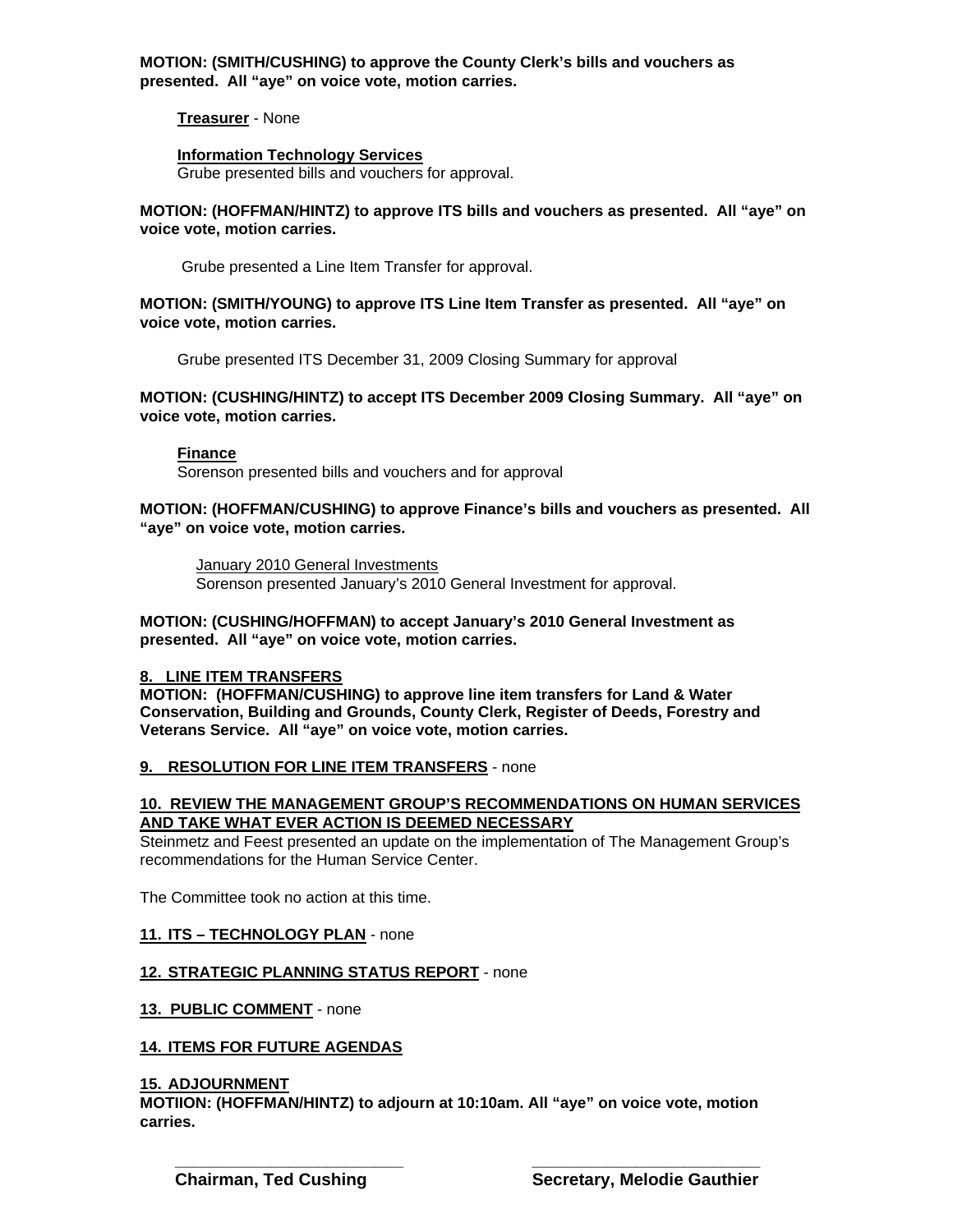**MOTION: (SMITH/CUSHING) to approve the County Clerk's bills and vouchers as presented. All "aye" on voice vote, motion carries.**

**Treasurer** - None

**Information Technology Services**
Grube presented bills and vouchers for approval.

**MOTION: (HOFFMAN/HINTZ) to approve ITS bills and vouchers as presented. All "aye" on voice vote, motion carries.**

Grube presented a Line Item Transfer for approval.

**MOTION: (SMITH/YOUNG) to approve ITS Line Item Transfer as presented. All "aye" on voice vote, motion carries.**

Grube presented ITS December 31, 2009 Closing Summary for approval

**MOTION: (CUSHING/HINTZ) to accept ITS December 2009 Closing Summary. All "aye" on voice vote, motion carries.**

**Finance**
Sorenson presented bills and vouchers and for approval

**MOTION: (HOFFMAN/CUSHING) to approve Finance's bills and vouchers as presented. All "aye" on voice vote, motion carries.**

January 2010 General Investments
Sorenson presented January's 2010 General Investment for approval.

**MOTION: (CUSHING/HOFFMAN) to accept January's 2010 General Investment as presented. All "aye" on voice vote, motion carries.**

**8. LINE ITEM TRANSFERS**
**MOTION: (HOFFMAN/CUSHING) to approve line item transfers for Land & Water Conservation, Building and Grounds, County Clerk, Register of Deeds, Forestry and Veterans Service. All "aye" on voice vote, motion carries.**

**9. RESOLUTION FOR LINE ITEM TRANSFERS** - none

**10. REVIEW THE MANAGEMENT GROUP'S RECOMMENDATIONS ON HUMAN SERVICES AND TAKE WHAT EVER ACTION IS DEEMED NECESSARY**
Steinmetz and Feest presented an update on the implementation of The Management Group's recommendations for the Human Service Center.

The Committee took no action at this time.

**11. ITS – TECHNOLOGY PLAN** - none

**12. STRATEGIC PLANNING STATUS REPORT** - none

**13. PUBLIC COMMENT** - none

**14. ITEMS FOR FUTURE AGENDAS**

**15. ADJOURNMENT**
**MOTIION: (HOFFMAN/HINTZ) to adjourn at 10:10am. All "aye" on voice vote, motion carries.**

\_\_\_\_\_\_\_\_\_\_\_\_\_\_\_\_\_\_\_\_\_\_\_\_\_\_ \_\_\_\_\_\_\_\_\_\_\_\_\_\_\_\_\_\_\_\_\_\_\_\_\_\_
**Chairman, Ted Cushing** **Secretary, Melodie Gauthier**